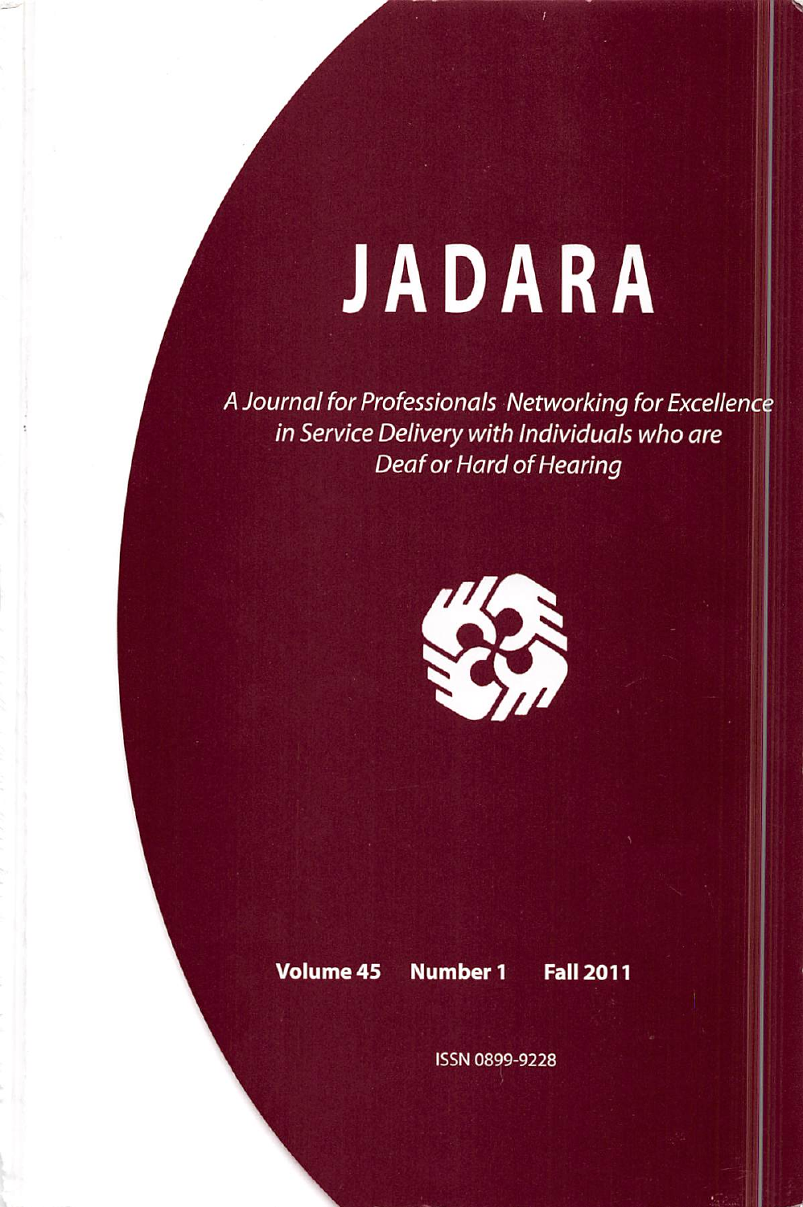# JADARA

*A Journal for Professionals Networking for Excellence in Service Delivery with Individuals who are Deaf or Hard of Hearing*

**Volume 45 Number 1 Fall 2011**

ISSN 0899-9228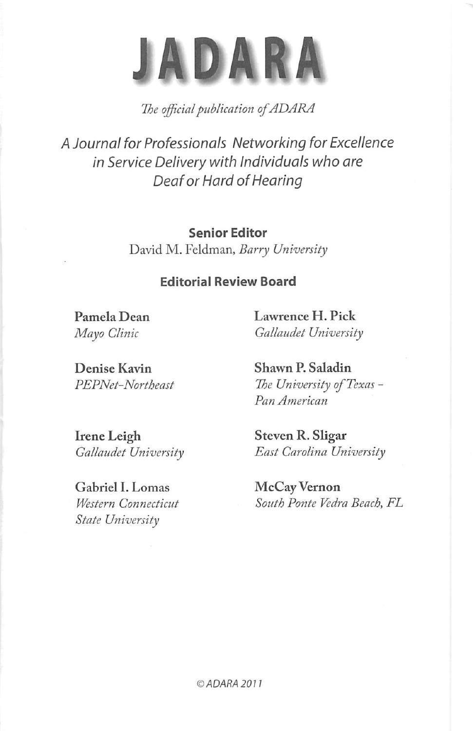# JADARA

*The official publication of ADARA*

*A Journal for Professionals Networking for Excellence in Service Delivery with Individuals who are Deaf or Hard of Hearing*

**Senior Editor**

David M. Feldman, *Barry University*

**Editorial Review Board**

**Pamela Dean**
*Mayo Clinic*

**Denise Kavin**
*PEPNet-Northeast*

**Irene Leigh**
*Gallaudet University*

**Gabriel I. Lomas**
*Western Connecticut State University*

**Lawrence H. Pick**
*Gallaudet University*

**Shawn P. Saladin**
*The University of Texas - Pan American*

**Steven R. Sligar**
*East Carolina University*

**McCay Vernon**
*South Ponte Vedra Beach, FL*

© ADARA 2011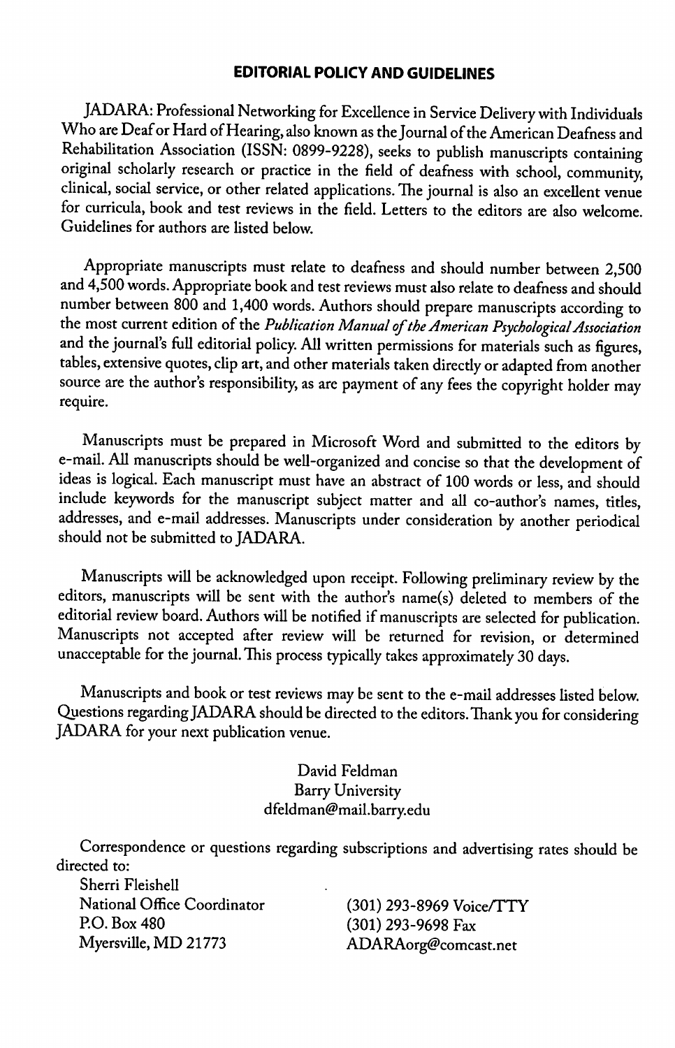## EDITORIAL POLICY AND GUIDELINES

JADARA: Professional Networking for Excellence in Service Delivery with Individuals Who are Deaf or Hard of Hearing, also known as the Journal of the American Deafness and Rehabilitation Association (ISSN: 0899-9228), seeks to publish manuscripts containing original scholarly research or practice in the field of deafness with school, community, clinical, social service, or other related applications. The journal is also an excellent venue for curricula, book and test reviews in the field. Letters to the editors are also welcome. Guidelines for authors are listed below.

Appropriate manuscripts must relate to deafness and should number between 2,500 and 4,500 words. Appropriate book and test reviews must also relate to deafness and should number between 800 and 1,400 words. Authors should prepare manuscripts according to the most current edition of the *Publication Manual of the American Psychological Association* and the journal's full editorial policy. All written permissions for materials such as figures, tables, extensive quotes, clip art, and other materials taken directly or adapted from another source are the author's responsibility, as are payment of any fees the copyright holder may require.

Manuscripts must be prepared in Microsoft Word and submitted to the editors by e-mail. All manuscripts should be well-organized and concise so that the development of ideas is logical. Each manuscript must have an abstract of 100 words or less, and should include keywords for the manuscript subject matter and all co-author's names, titles, addresses, and e-mail addresses. Manuscripts under consideration by another periodical should not be submitted to JADARA.

Manuscripts will be acknowledged upon receipt. Following preliminary review by the editors, manuscripts will be sent with the author's name(s) deleted to members of the editorial review board. Authors will be notified if manuscripts are selected for publication. Manuscripts not accepted after review will be returned for revision, or determined unacceptable for the journal. This process typically takes approximately 30 days.

Manuscripts and book or test reviews may be sent to the e-mail addresses listed below. Questions regarding JADARA should be directed to the editors. Thank you for considering JADARA for your next publication venue.

David Feldman
Barry University
dfeldman@mail.barry.edu

Correspondence or questions regarding subscriptions and advertising rates should be directed to:

Sherri Fleishell
National Office Coordinator
P.O. Box 480
Myersville, MD 21773

(301) 293-8969 Voice/TTY
(301) 293-9698 Fax
ADARAorg@comcast.net